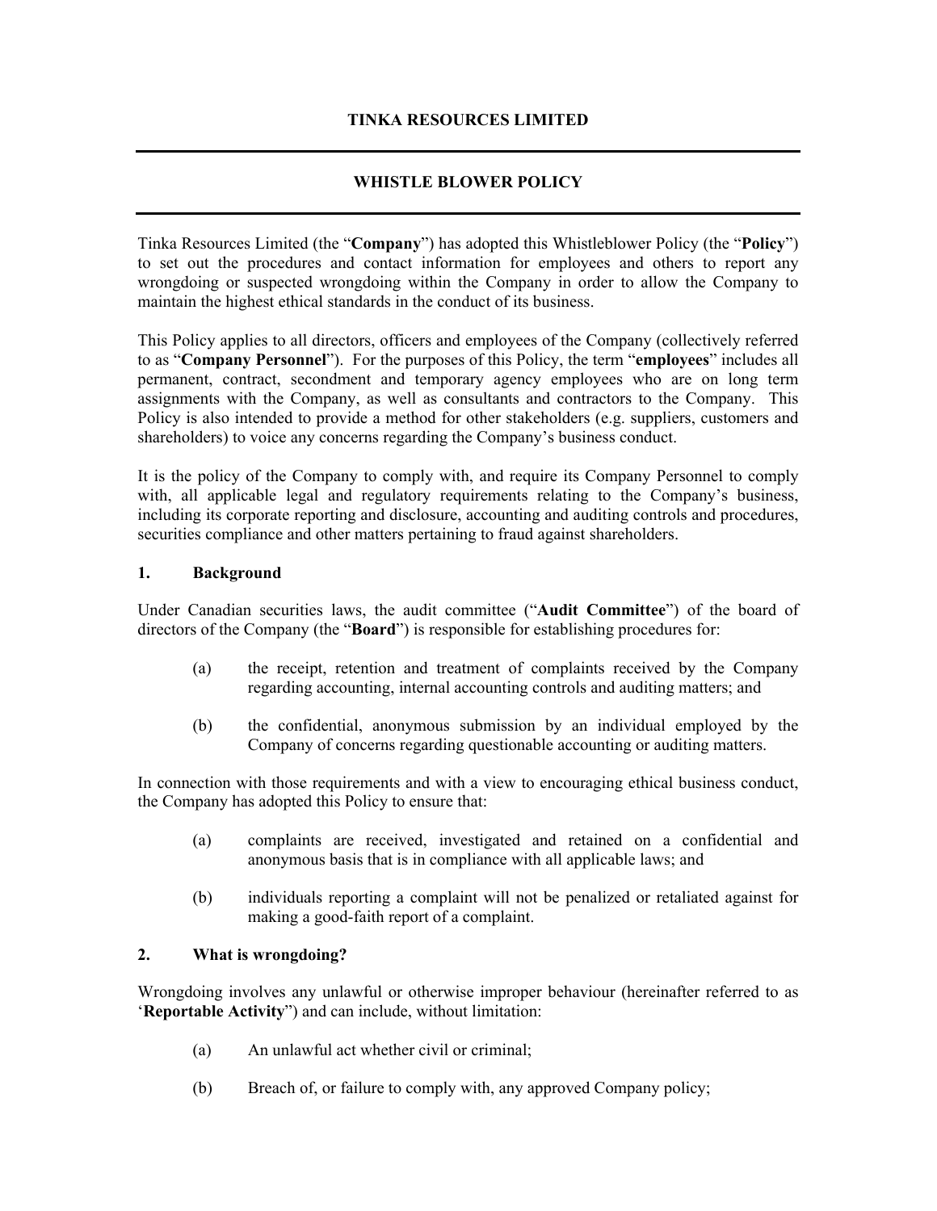# TINKA RESOURCES LIMITED

## WHISTLE BLOWER POLICY

Tinka Resources Limited (the "**Company**") has adopted this Whistleblower Policy (the "**Policy**") to set out the procedures and contact information for employees and others to report any wrongdoing or suspected wrongdoing within the Company in order to allow the Company to maintain the highest ethical standards in the conduct of its business.

This Policy applies to all directors, officers and employees of the Company (collectively referred to as "**Company Personnel**"). For the purposes of this Policy, the term "**employees**" includes all permanent, contract, secondment and temporary agency employees who are on long term assignments with the Company, as well as consultants and contractors to the Company. This Policy is also intended to provide a method for other stakeholders (e.g. suppliers, customers and shareholders) to voice any concerns regarding the Company's business conduct.

It is the policy of the Company to comply with, and require its Company Personnel to comply with, all applicable legal and regulatory requirements relating to the Company's business, including its corporate reporting and disclosure, accounting and auditing controls and procedures, securities compliance and other matters pertaining to fraud against shareholders.

### 1. Background

Under Canadian securities laws, the audit committee ("**Audit Committee**") of the board of directors of the Company (the "**Board**") is responsible for establishing procedures for:

(a) the receipt, retention and treatment of complaints received by the Company regarding accounting, internal accounting controls and auditing matters; and

(b) the confidential, anonymous submission by an individual employed by the Company of concerns regarding questionable accounting or auditing matters.

In connection with those requirements and with a view to encouraging ethical business conduct, the Company has adopted this Policy to ensure that:

(a) complaints are received, investigated and retained on a confidential and anonymous basis that is in compliance with all applicable laws; and

(b) individuals reporting a complaint will not be penalized or retaliated against for making a good-faith report of a complaint.

### 2. What is wrongdoing?

Wrongdoing involves any unlawful or otherwise improper behaviour (hereinafter referred to as '**Reportable Activity**") and can include, without limitation:

(a) An unlawful act whether civil or criminal;

(b) Breach of, or failure to comply with, any approved Company policy;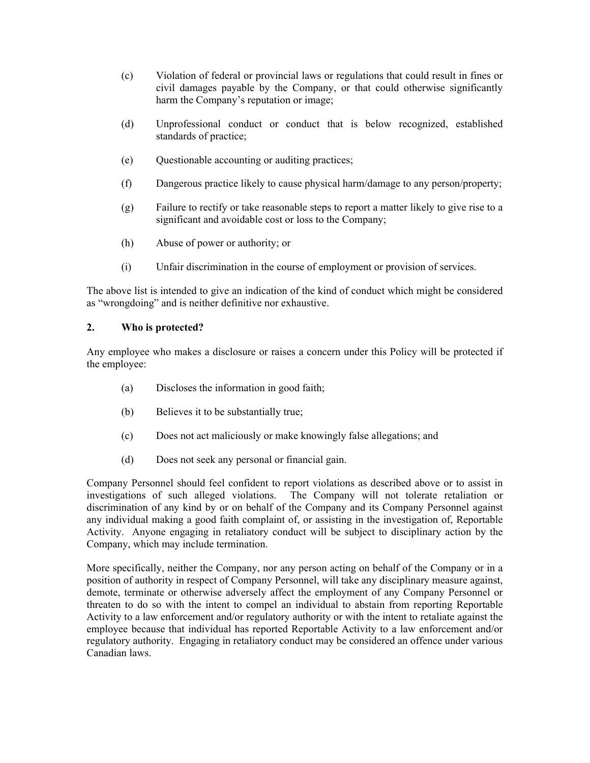(c) Violation of federal or provincial laws or regulations that could result in fines or civil damages payable by the Company, or that could otherwise significantly harm the Company's reputation or image;

(d) Unprofessional conduct or conduct that is below recognized, established standards of practice;

(e) Questionable accounting or auditing practices;

(f) Dangerous practice likely to cause physical harm/damage to any person/property;

(g) Failure to rectify or take reasonable steps to report a matter likely to give rise to a significant and avoidable cost or loss to the Company;

(h) Abuse of power or authority; or

(i) Unfair discrimination in the course of employment or provision of services.

The above list is intended to give an indication of the kind of conduct which might be considered as "wrongdoing" and is neither definitive nor exhaustive.

## 2. Who is protected?

Any employee who makes a disclosure or raises a concern under this Policy will be protected if the employee:

(a) Discloses the information in good faith;

(b) Believes it to be substantially true;

(c) Does not act maliciously or make knowingly false allegations; and

(d) Does not seek any personal or financial gain.

Company Personnel should feel confident to report violations as described above or to assist in investigations of such alleged violations. The Company will not tolerate retaliation or discrimination of any kind by or on behalf of the Company and its Company Personnel against any individual making a good faith complaint of, or assisting in the investigation of, Reportable Activity. Anyone engaging in retaliatory conduct will be subject to disciplinary action by the Company, which may include termination.

More specifically, neither the Company, nor any person acting on behalf of the Company or in a position of authority in respect of Company Personnel, will take any disciplinary measure against, demote, terminate or otherwise adversely affect the employment of any Company Personnel or threaten to do so with the intent to compel an individual to abstain from reporting Reportable Activity to a law enforcement and/or regulatory authority or with the intent to retaliate against the employee because that individual has reported Reportable Activity to a law enforcement and/or regulatory authority. Engaging in retaliatory conduct may be considered an offence under various Canadian laws.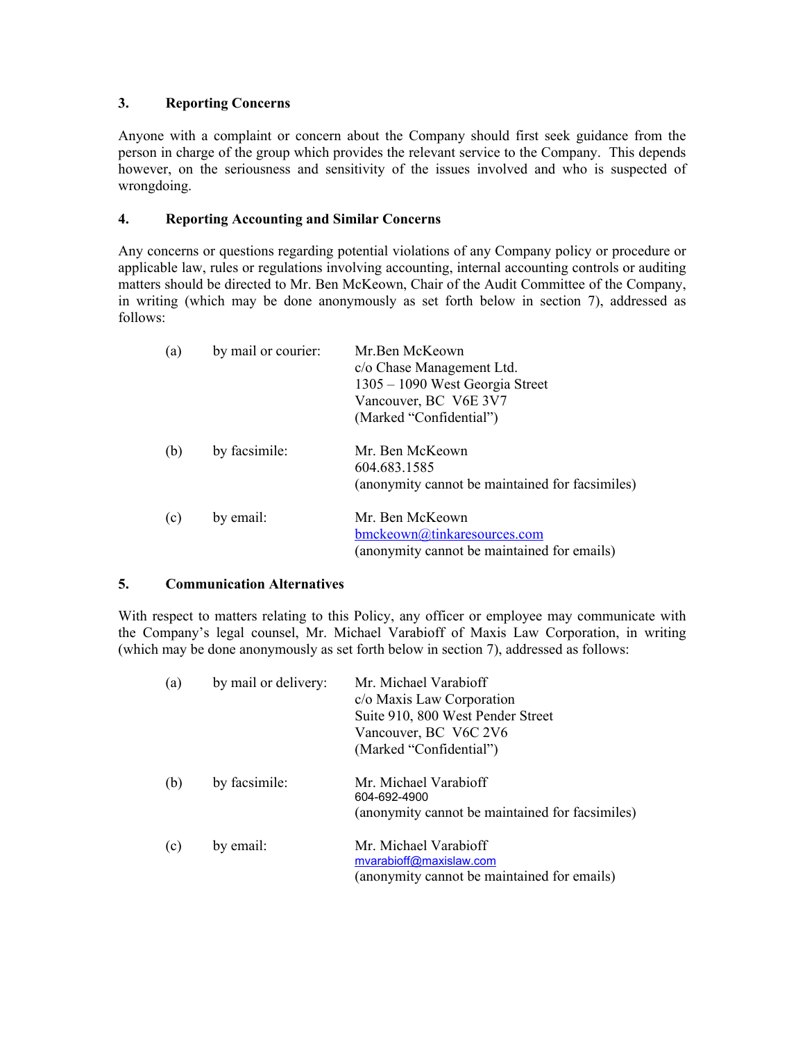## 3. Reporting Concerns

Anyone with a complaint or concern about the Company should first seek guidance from the person in charge of the group which provides the relevant service to the Company. This depends however, on the seriousness and sensitivity of the issues involved and who is suspected of wrongdoing.

## 4. Reporting Accounting and Similar Concerns

Any concerns or questions regarding potential violations of any Company policy or procedure or applicable law, rules or regulations involving accounting, internal accounting controls or auditing matters should be directed to Mr. Ben McKeown, Chair of the Audit Committee of the Company, in writing (which may be done anonymously as set forth below in section 7), addressed as follows:

(a) by mail or courier:

Mr.Ben McKeown
c/o Chase Management Ltd.
1305 – 1090 West Georgia Street
Vancouver, BC V6E 3V7
(Marked "Confidential")

(b) by facsimile:

Mr. Ben McKeown
604.683.1585
(anonymity cannot be maintained for facsimiles)

(c) by email:

Mr. Ben McKeown
bmckeown@tinkaresources.com
(anonymity cannot be maintained for emails)

## 5. Communication Alternatives

With respect to matters relating to this Policy, any officer or employee may communicate with the Company's legal counsel, Mr. Michael Varabioff of Maxis Law Corporation, in writing (which may be done anonymously as set forth below in section 7), addressed as follows:

(a) by mail or delivery:

Mr. Michael Varabioff
c/o Maxis Law Corporation
Suite 910, 800 West Pender Street
Vancouver, BC V6C 2V6
(Marked "Confidential")

(b) by facsimile:

Mr. Michael Varabioff
604-692-4900
(anonymity cannot be maintained for facsimiles)

(c) by email:

Mr. Michael Varabioff
mvarabioff@maxislaw.com
(anonymity cannot be maintained for emails)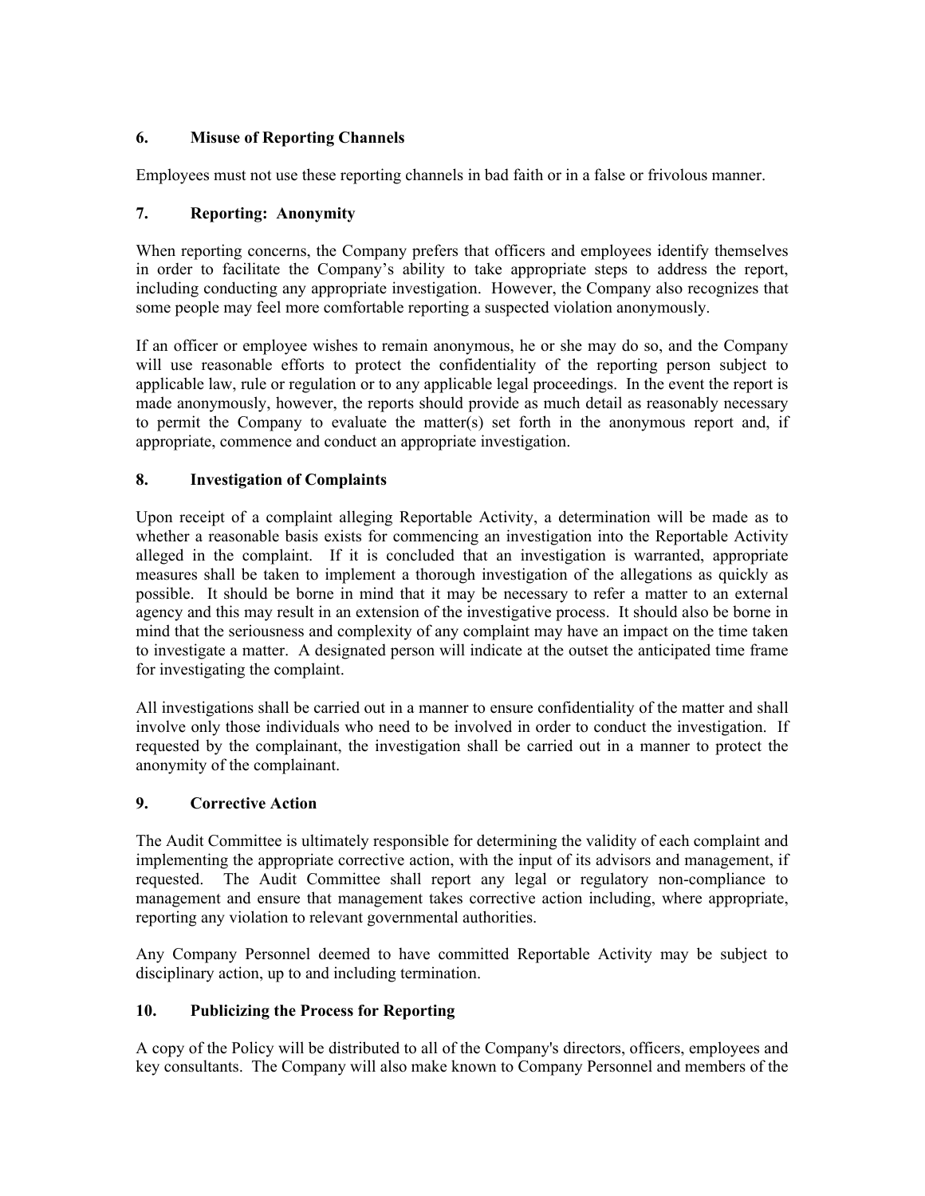## 6. Misuse of Reporting Channels

Employees must not use these reporting channels in bad faith or in a false or frivolous manner.

## 7. Reporting: Anonymity

When reporting concerns, the Company prefers that officers and employees identify themselves in order to facilitate the Company's ability to take appropriate steps to address the report, including conducting any appropriate investigation. However, the Company also recognizes that some people may feel more comfortable reporting a suspected violation anonymously.

If an officer or employee wishes to remain anonymous, he or she may do so, and the Company will use reasonable efforts to protect the confidentiality of the reporting person subject to applicable law, rule or regulation or to any applicable legal proceedings. In the event the report is made anonymously, however, the reports should provide as much detail as reasonably necessary to permit the Company to evaluate the matter(s) set forth in the anonymous report and, if appropriate, commence and conduct an appropriate investigation.

## 8. Investigation of Complaints

Upon receipt of a complaint alleging Reportable Activity, a determination will be made as to whether a reasonable basis exists for commencing an investigation into the Reportable Activity alleged in the complaint. If it is concluded that an investigation is warranted, appropriate measures shall be taken to implement a thorough investigation of the allegations as quickly as possible. It should be borne in mind that it may be necessary to refer a matter to an external agency and this may result in an extension of the investigative process. It should also be borne in mind that the seriousness and complexity of any complaint may have an impact on the time taken to investigate a matter. A designated person will indicate at the outset the anticipated time frame for investigating the complaint.

All investigations shall be carried out in a manner to ensure confidentiality of the matter and shall involve only those individuals who need to be involved in order to conduct the investigation. If requested by the complainant, the investigation shall be carried out in a manner to protect the anonymity of the complainant.

## 9. Corrective Action

The Audit Committee is ultimately responsible for determining the validity of each complaint and implementing the appropriate corrective action, with the input of its advisors and management, if requested. The Audit Committee shall report any legal or regulatory non-compliance to management and ensure that management takes corrective action including, where appropriate, reporting any violation to relevant governmental authorities.

Any Company Personnel deemed to have committed Reportable Activity may be subject to disciplinary action, up to and including termination.

## 10. Publicizing the Process for Reporting

A copy of the Policy will be distributed to all of the Company's directors, officers, employees and key consultants. The Company will also make known to Company Personnel and members of the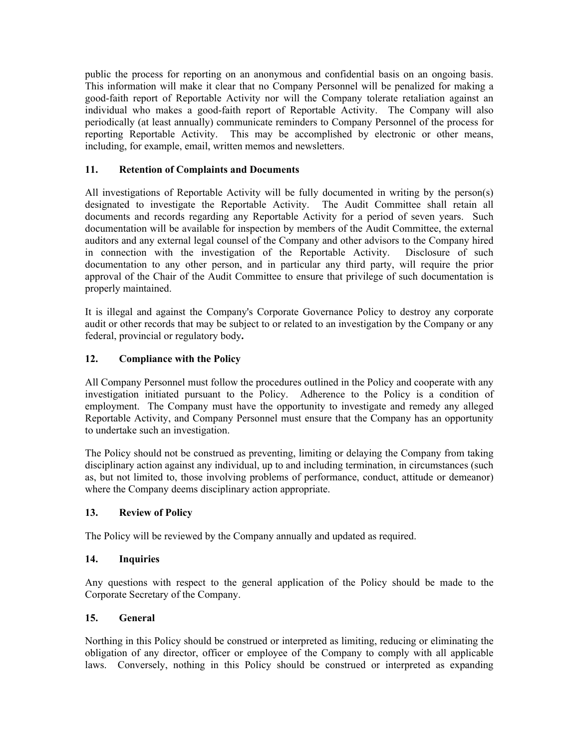public the process for reporting on an anonymous and confidential basis on an ongoing basis. This information will make it clear that no Company Personnel will be penalized for making a good-faith report of Reportable Activity nor will the Company tolerate retaliation against an individual who makes a good-faith report of Reportable Activity. The Company will also periodically (at least annually) communicate reminders to Company Personnel of the process for reporting Reportable Activity. This may be accomplished by electronic or other means, including, for example, email, written memos and newsletters.

### 11. Retention of Complaints and Documents

All investigations of Reportable Activity will be fully documented in writing by the person(s) designated to investigate the Reportable Activity. The Audit Committee shall retain all documents and records regarding any Reportable Activity for a period of seven years. Such documentation will be available for inspection by members of the Audit Committee, the external auditors and any external legal counsel of the Company and other advisors to the Company hired in connection with the investigation of the Reportable Activity. Disclosure of such documentation to any other person, and in particular any third party, will require the prior approval of the Chair of the Audit Committee to ensure that privilege of such documentation is properly maintained.

It is illegal and against the Company's Corporate Governance Policy to destroy any corporate audit or other records that may be subject to or related to an investigation by the Company or any federal, provincial or regulatory body**.**

### 12. Compliance with the Policy

All Company Personnel must follow the procedures outlined in the Policy and cooperate with any investigation initiated pursuant to the Policy. Adherence to the Policy is a condition of employment. The Company must have the opportunity to investigate and remedy any alleged Reportable Activity, and Company Personnel must ensure that the Company has an opportunity to undertake such an investigation.

The Policy should not be construed as preventing, limiting or delaying the Company from taking disciplinary action against any individual, up to and including termination, in circumstances (such as, but not limited to, those involving problems of performance, conduct, attitude or demeanor) where the Company deems disciplinary action appropriate.

### 13. Review of Policy

The Policy will be reviewed by the Company annually and updated as required.

### 14. Inquiries

Any questions with respect to the general application of the Policy should be made to the Corporate Secretary of the Company.

### 15. General

Northing in this Policy should be construed or interpreted as limiting, reducing or eliminating the obligation of any director, officer or employee of the Company to comply with all applicable laws. Conversely, nothing in this Policy should be construed or interpreted as expanding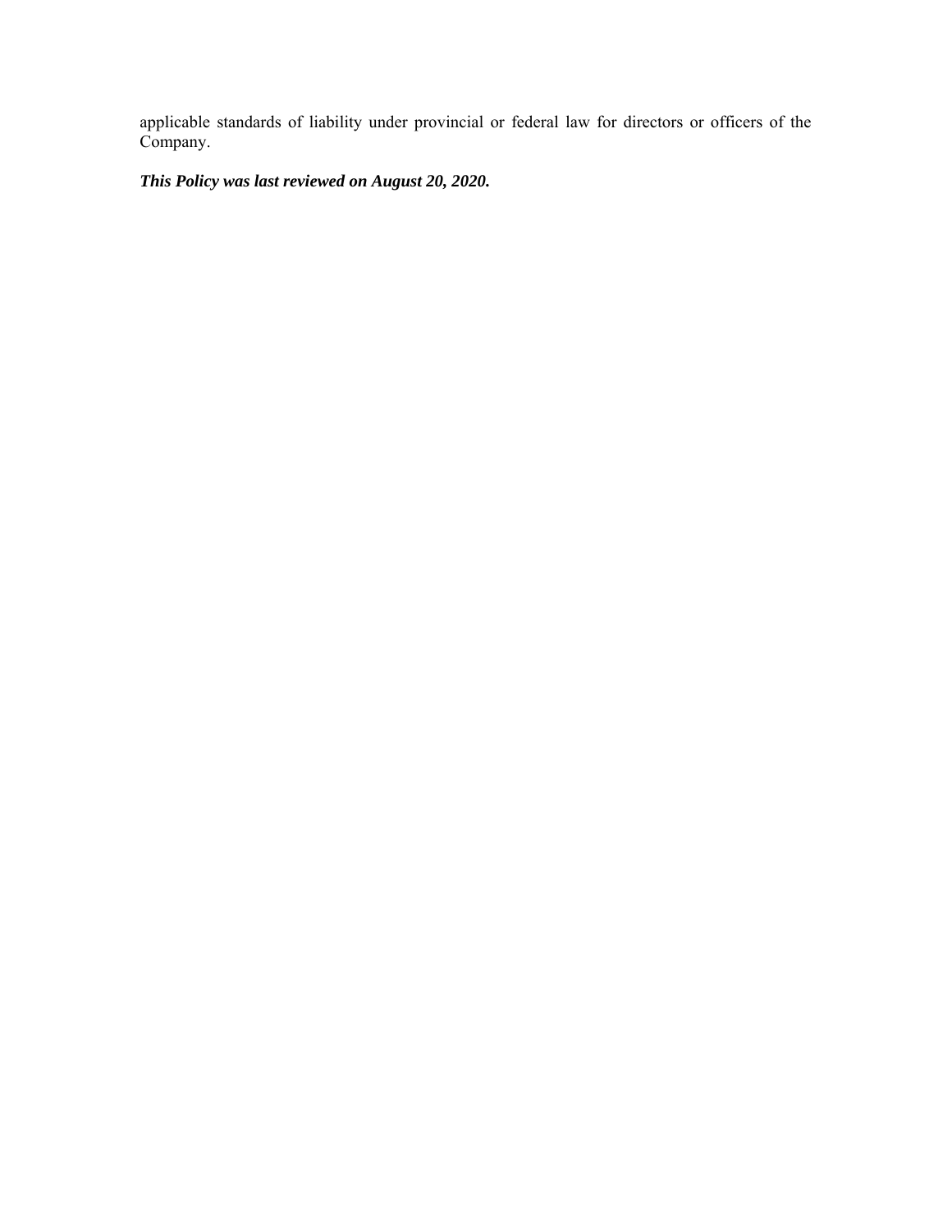applicable standards of liability under provincial or federal law for directors or officers of the Company.

***This Policy was last reviewed on August 20, 2020.***